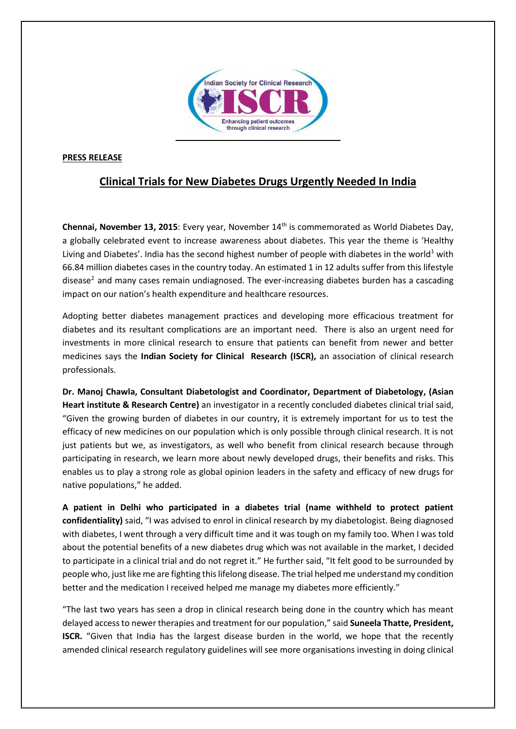**PRESS RELEASE**

# Clinical Trials for New Diabetes Drugs Urgently Needed In India

**Chennai, November 13, 2015**: Every year, November 14th is commemorated as World Diabetes Day, a globally celebrated event to increase awareness about diabetes. This year the theme is 'Healthy Living and Diabetes'. India has the second highest number of people with diabetes in the world[1] with 66.84 million diabetes cases in the country today. An estimated 1 in 12 adults suffer from this lifestyle disease[2] and many cases remain undiagnosed. The ever-increasing diabetes burden has a cascading impact on our nation's health expenditure and healthcare resources.

Adopting better diabetes management practices and developing more efficacious treatment for diabetes and its resultant complications are an important need. There is also an urgent need for investments in more clinical research to ensure that patients can benefit from newer and better medicines says the **Indian Society for Clinical Research (ISCR),** an association of clinical research professionals.

**Dr. Manoj Chawla, Consultant Diabetologist and Coordinator, Department of Diabetology, (Asian Heart institute & Research Centre)** an investigator in a recently concluded diabetes clinical trial said, "Given the growing burden of diabetes in our country, it is extremely important for us to test the efficacy of new medicines on our population which is only possible through clinical research. It is not just patients but we, as investigators, as well who benefit from clinical research because through participating in research, we learn more about newly developed drugs, their benefits and risks. This enables us to play a strong role as global opinion leaders in the safety and efficacy of new drugs for native populations," he added.

**A patient in Delhi who participated in a diabetes trial (name withheld to protect patient confidentiality)** said, "I was advised to enrol in clinical research by my diabetologist. Being diagnosed with diabetes, I went through a very difficult time and it was tough on my family too. When I was told about the potential benefits of a new diabetes drug which was not available in the market, I decided to participate in a clinical trial and do not regret it." He further said, "It felt good to be surrounded by people who, just like me are fighting this lifelong disease. The trial helped me understand my condition better and the medication I received helped me manage my diabetes more efficiently."

"The last two years has seen a drop in clinical research being done in the country which has meant delayed access to newer therapies and treatment for our population," said **Suneela Thatte, President, ISCR.** "Given that India has the largest disease burden in the world, we hope that the recently amended clinical research regulatory guidelines will see more organisations investing in doing clinical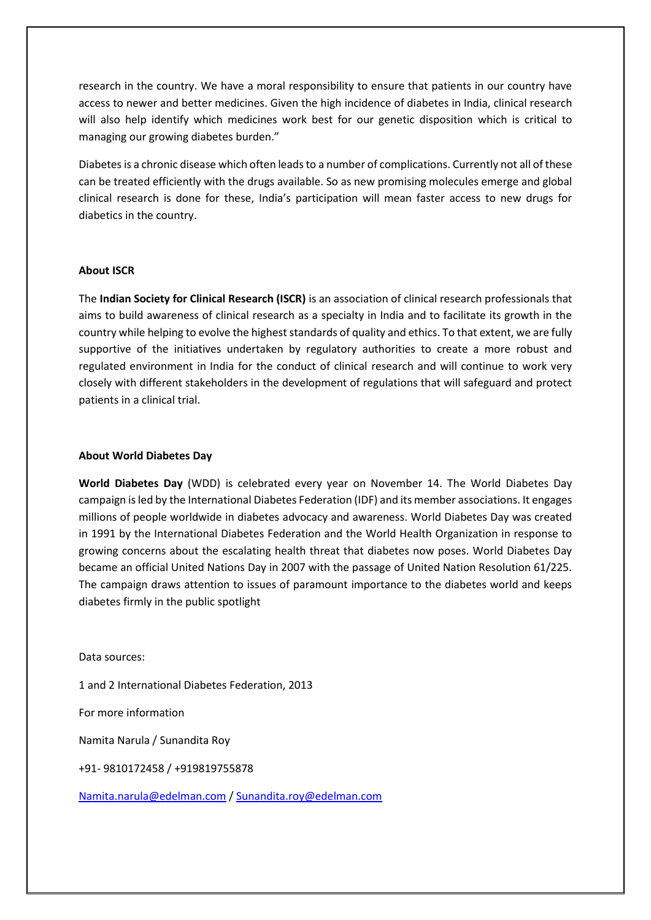research in the country. We have a moral responsibility to ensure that patients in our country have access to newer and better medicines. Given the high incidence of diabetes in India, clinical research will also help identify which medicines work best for our genetic disposition which is critical to managing our growing diabetes burden."

Diabetes is a chronic disease which often leads to a number of complications. Currently not all of these can be treated efficiently with the drugs available. So as new promising molecules emerge and global clinical research is done for these, India's participation will mean faster access to new drugs for diabetics in the country.

**About ISCR**

The **Indian Society for Clinical Research (ISCR)** is an association of clinical research professionals that aims to build awareness of clinical research as a specialty in India and to facilitate its growth in the country while helping to evolve the highest standards of quality and ethics. To that extent, we are fully supportive of the initiatives undertaken by regulatory authorities to create a more robust and regulated environment in India for the conduct of clinical research and will continue to work very closely with different stakeholders in the development of regulations that will safeguard and protect patients in a clinical trial.

**About World Diabetes Day**

**World Diabetes Day** (WDD) is celebrated every year on November 14. The World Diabetes Day campaign is led by the International Diabetes Federation (IDF) and its member associations. It engages millions of people worldwide in diabetes advocacy and awareness. World Diabetes Day was created in 1991 by the International Diabetes Federation and the World Health Organization in response to growing concerns about the escalating health threat that diabetes now poses. World Diabetes Day became an official United Nations Day in 2007 with the passage of United Nation Resolution 61/225. The campaign draws attention to issues of paramount importance to the diabetes world and keeps diabetes firmly in the public spotlight

Data sources:

1 and 2 International Diabetes Federation, 2013

For more information

Namita Narula / Sunandita Roy

+91- 9810172458 / +919819755878

Namita.narula@edelman.com / Sunandita.roy@edelman.com